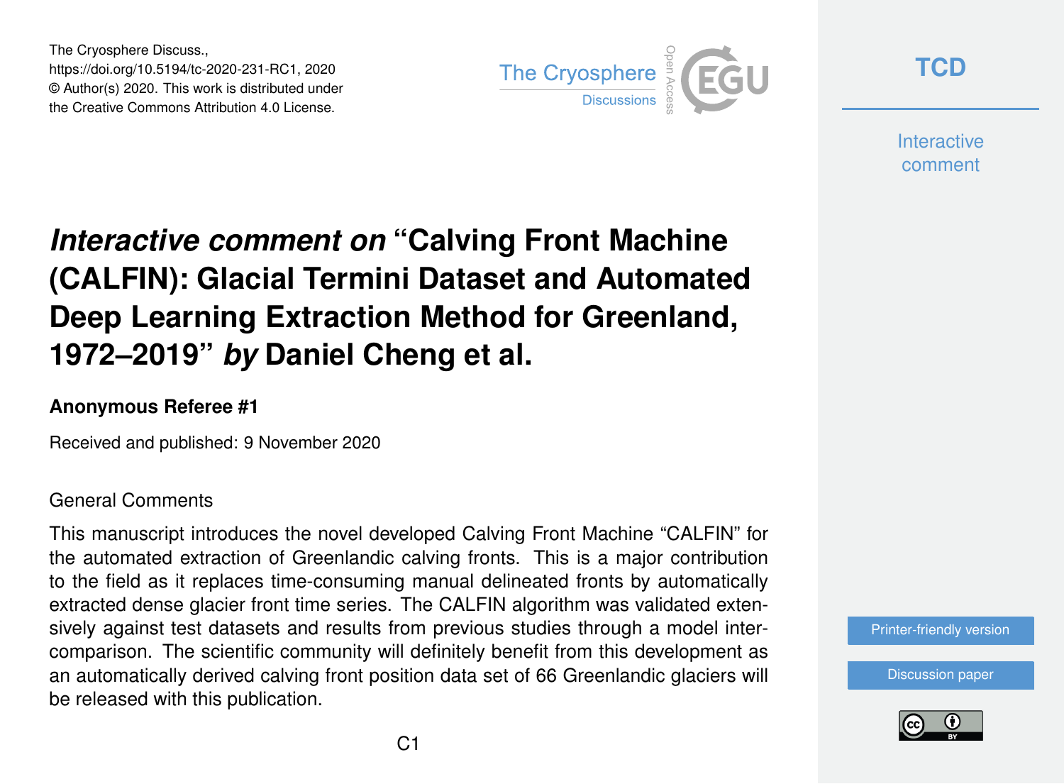# *Interactive comment on* "Calving Front Machine (CALFIN): Glacial Termini Dataset and Automated Deep Learning Extraction Method for Greenland, 1972–2019" *by* Daniel Cheng et al.

**Anonymous Referee #1**

Received and published: 9 November 2020

General Comments

This manuscript introduces the novel developed Calving Front Machine "CALFIN" for the automated extraction of Greenlandic calving fronts. This is a major contribution to the field as it replaces time-consuming manual delineated fronts by automatically extracted dense glacier front time series. The CALFIN algorithm was validated extensively against test datasets and results from previous studies through a model intercomparison. The scientific community will definitely benefit from this development as an automatically derived calving front position data set of 66 Greenlandic glaciers will be released with this publication.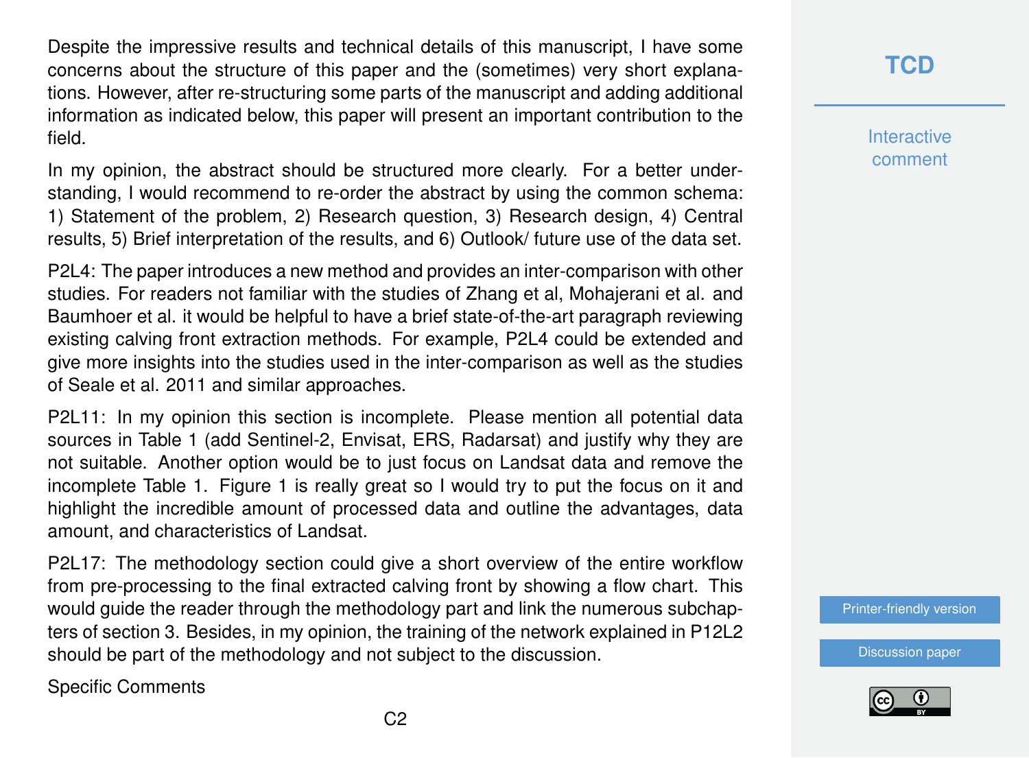Despite the impressive results and technical details of this manuscript, I have some concerns about the structure of this paper and the (sometimes) very short explanations. However, after re-structuring some parts of the manuscript and adding additional information as indicated below, this paper will present an important contribution to the field.

In my opinion, the abstract should be structured more clearly. For a better understanding, I would recommend to re-order the abstract by using the common schema: 1) Statement of the problem, 2) Research question, 3) Research design, 4) Central results, 5) Brief interpretation of the results, and 6) Outlook/ future use of the data set.

P2L4: The paper introduces a new method and provides an inter-comparison with other studies. For readers not familiar with the studies of Zhang et al, Mohajerani et al. and Baumhoer et al. it would be helpful to have a brief state-of-the-art paragraph reviewing existing calving front extraction methods. For example, P2L4 could be extended and give more insights into the studies used in the inter-comparison as well as the studies of Seale et al. 2011 and similar approaches.

P2L11: In my opinion this section is incomplete. Please mention all potential data sources in Table 1 (add Sentinel-2, Envisat, ERS, Radarsat) and justify why they are not suitable. Another option would be to just focus on Landsat data and remove the incomplete Table 1. Figure 1 is really great so I would try to put the focus on it and highlight the incredible amount of processed data and outline the advantages, data amount, and characteristics of Landsat.

P2L17: The methodology section could give a short overview of the entire workflow from pre-processing to the final extracted calving front by showing a flow chart. This would guide the reader through the methodology part and link the numerous subchapters of section 3. Besides, in my opinion, the training of the network explained in P12L2 should be part of the methodology and not subject to the discussion.

Specific Comments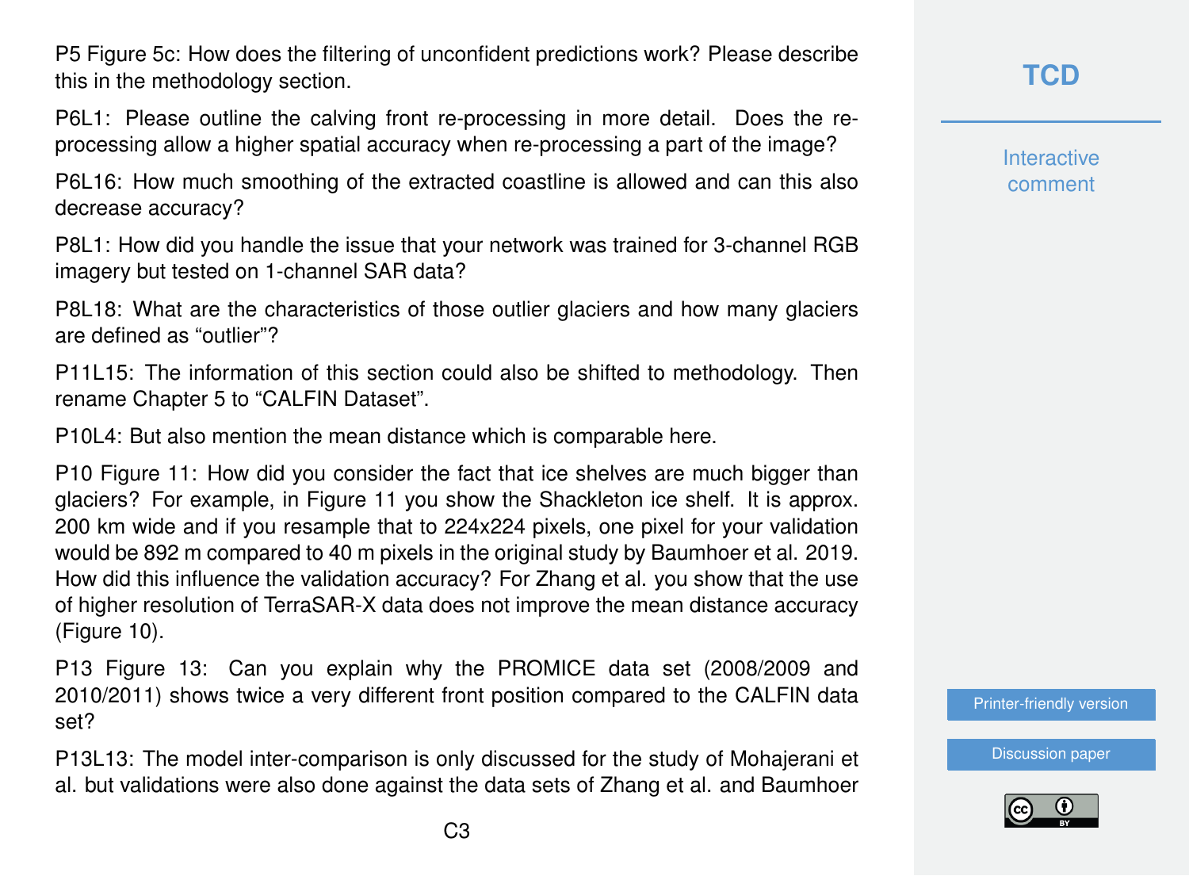P5 Figure 5c: How does the filtering of unconfident predictions work? Please describe this in the methodology section.

P6L1: Please outline the calving front re-processing in more detail. Does the re-processing allow a higher spatial accuracy when re-processing a part of the image?

P6L16: How much smoothing of the extracted coastline is allowed and can this also decrease accuracy?

P8L1: How did you handle the issue that your network was trained for 3-channel RGB imagery but tested on 1-channel SAR data?

P8L18: What are the characteristics of those outlier glaciers and how many glaciers are defined as "outlier"?

P11L15: The information of this section could also be shifted to methodology. Then rename Chapter 5 to "CALFIN Dataset".

P10L4: But also mention the mean distance which is comparable here.

P10 Figure 11: How did you consider the fact that ice shelves are much bigger than glaciers? For example, in Figure 11 you show the Shackleton ice shelf. It is approx. 200 km wide and if you resample that to 224x224 pixels, one pixel for your validation would be 892 m compared to 40 m pixels in the original study by Baumhoer et al. 2019. How did this influence the validation accuracy? For Zhang et al. you show that the use of higher resolution of TerraSAR-X data does not improve the mean distance accuracy (Figure 10).

P13 Figure 13: Can you explain why the PROMICE data set (2008/2009 and 2010/2011) shows twice a very different front position compared to the CALFIN data set?

P13L13: The model inter-comparison is only discussed for the study of Mohajerani et al. but validations were also done against the data sets of Zhang et al. and Baumhoer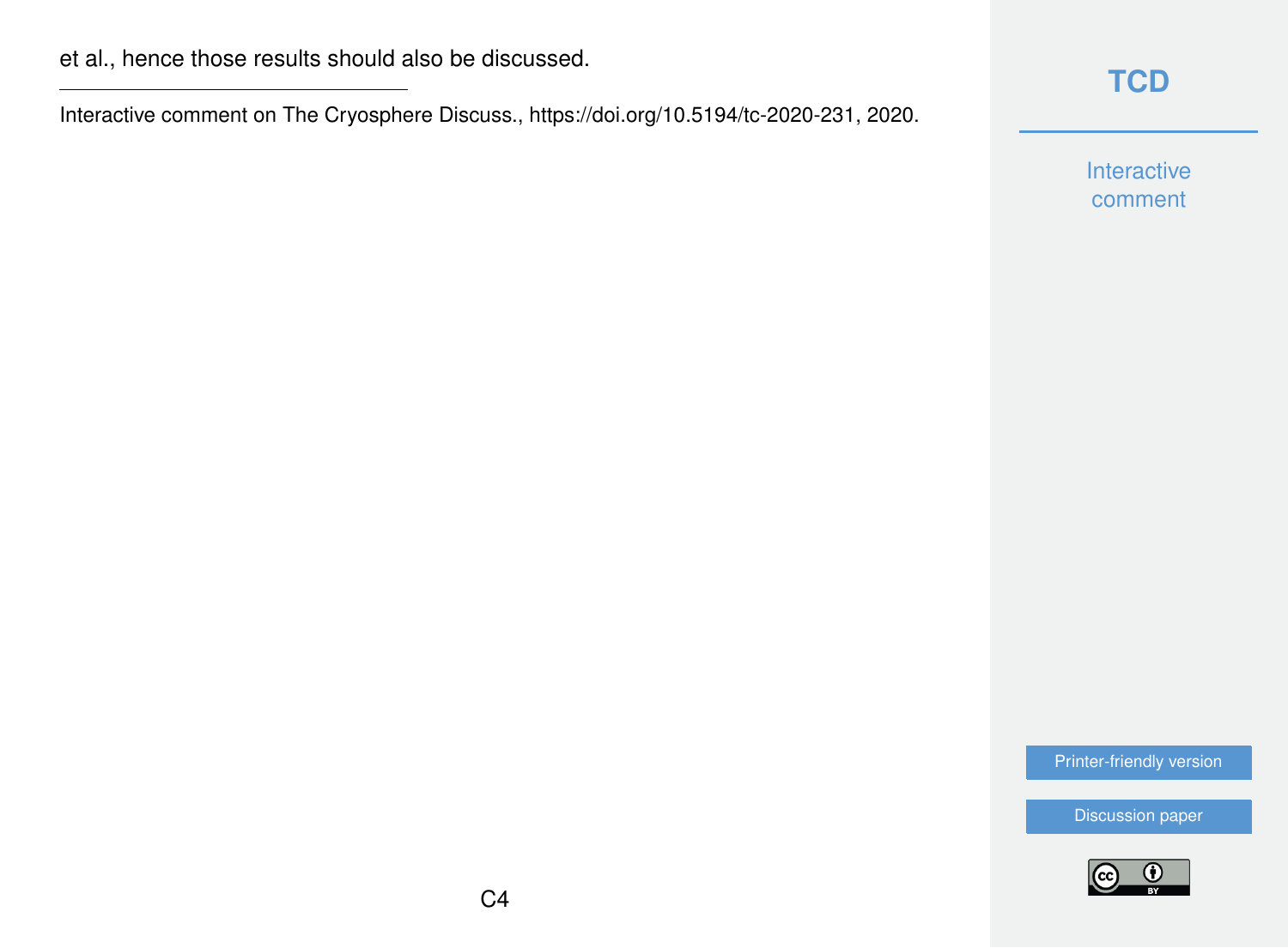et al., hence those results should also be discussed.

---

Interactive comment on The Cryosphere Discuss., https://doi.org/10.5194/tc-2020-231, 2020.